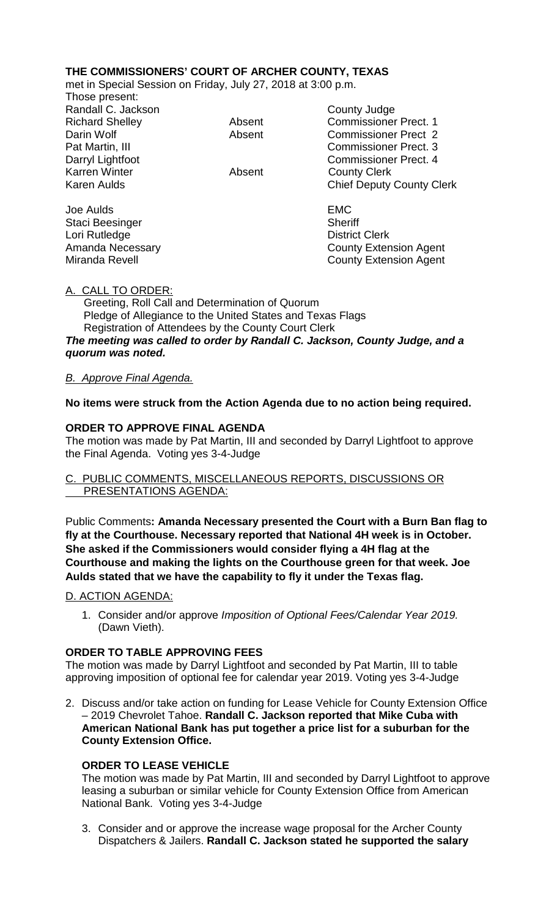**THE COMMISSIONERS' COURT OF ARCHER COUNTY, TEXAS**
met in Special Session on Friday, July 27, 2018 at 3:00 p.m.
Those present:

| | | |
|---|---|---|
| Randall C. Jackson | | County Judge |
| Richard Shelley | Absent | Commissioner Prect. 1 |
| Darin Wolf | Absent | Commissioner Prect 2 |
| Pat Martin, III | | Commissioner Prect. 3 |
| Darryl Lightfoot | | Commissioner Prect. 4 |
| Karren Winter | Absent | County Clerk |
| Karen Aulds | | Chief Deputy County Clerk |
| | | |
| Joe Aulds | | EMC |
| Staci Beesinger | | Sheriff |
| Lori Rutledge | | District Clerk |
| Amanda Necessary | | County Extension Agent |
| Miranda Revell | | County Extension Agent |

A. CALL TO ORDER:
Greeting, Roll Call and Determination of Quorum
Pledge of Allegiance to the United States and Texas Flags
Registration of Attendees by the County Court Clerk
***The meeting was called to order by Randall C. Jackson, County Judge, and a quorum was noted.***

*B. Approve Final Agenda.*

**No items were struck from the Action Agenda due to no action being required.**

**ORDER TO APPROVE FINAL AGENDA**
The motion was made by Pat Martin, III and seconded by Darryl Lightfoot to approve the Final Agenda. Voting yes 3-4-Judge

C. PUBLIC COMMENTS, MISCELLANEOUS REPORTS, DISCUSSIONS OR PRESENTATIONS AGENDA:

Public Comments**: Amanda Necessary presented the Court with a Burn Ban flag to fly at the Courthouse. Necessary reported that National 4H week is in October. She asked if the Commissioners would consider flying a 4H flag at the Courthouse and making the lights on the Courthouse green for that week. Joe Aulds stated that we have the capability to fly it under the Texas flag.**

D. ACTION AGENDA:

1. Consider and/or approve *Imposition of Optional Fees/Calendar Year 2019.* (Dawn Vieth).

**ORDER TO TABLE APPROVING FEES**
The motion was made by Darryl Lightfoot and seconded by Pat Martin, III to table approving imposition of optional fee for calendar year 2019. Voting yes 3-4-Judge

2. Discuss and/or take action on funding for Lease Vehicle for County Extension Office – 2019 Chevrolet Tahoe. **Randall C. Jackson reported that Mike Cuba with American National Bank has put together a price list for a suburban for the County Extension Office.**

**ORDER TO LEASE VEHICLE**
The motion was made by Pat Martin, III and seconded by Darryl Lightfoot to approve leasing a suburban or similar vehicle for County Extension Office from American National Bank. Voting yes 3-4-Judge

3. Consider and or approve the increase wage proposal for the Archer County Dispatchers & Jailers. **Randall C. Jackson stated he supported the salary**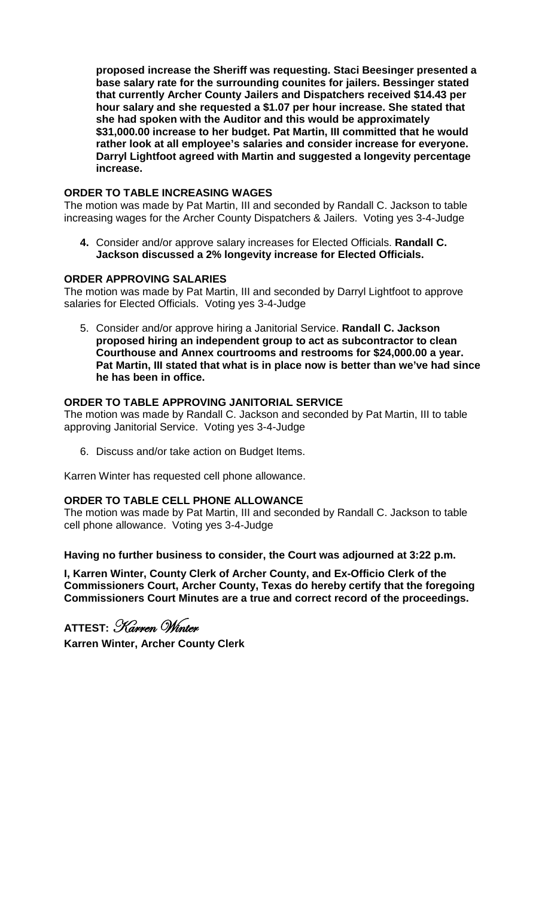**proposed increase the Sheriff was requesting. Staci Beesinger presented a base salary rate for the surrounding counites for jailers. Bessinger stated that currently Archer County Jailers and Dispatchers received $14.43 per hour salary and she requested a $1.07 per hour increase. She stated that she had spoken with the Auditor and this would be approximately $31,000.00 increase to her budget. Pat Martin, III committed that he would rather look at all employee's salaries and consider increase for everyone. Darryl Lightfoot agreed with Martin and suggested a longevity percentage increase.**

**ORDER TO TABLE INCREASING WAGES**

The motion was made by Pat Martin, III and seconded by Randall C. Jackson to table increasing wages for the Archer County Dispatchers & Jailers. Voting yes 3-4-Judge

4. Consider and/or approve salary increases for Elected Officials. **Randall C. Jackson discussed a 2% longevity increase for Elected Officials.**

**ORDER APPROVING SALARIES**

The motion was made by Pat Martin, III and seconded by Darryl Lightfoot to approve salaries for Elected Officials. Voting yes 3-4-Judge

5. Consider and/or approve hiring a Janitorial Service. **Randall C. Jackson proposed hiring an independent group to act as subcontractor to clean Courthouse and Annex courtrooms and restrooms for $24,000.00 a year. Pat Martin, III stated that what is in place now is better than we've had since he has been in office.**

**ORDER TO TABLE APPROVING JANITORIAL SERVICE**

The motion was made by Randall C. Jackson and seconded by Pat Martin, III to table approving Janitorial Service. Voting yes 3-4-Judge

6. Discuss and/or take action on Budget Items.

Karren Winter has requested cell phone allowance.

**ORDER TO TABLE CELL PHONE ALLOWANCE**

The motion was made by Pat Martin, III and seconded by Randall C. Jackson to table cell phone allowance. Voting yes 3-4-Judge

**Having no further business to consider, the Court was adjourned at 3:22 p.m.**

**I, Karren Winter, County Clerk of Archer County, and Ex-Officio Clerk of the Commissioners Court, Archer County, Texas do hereby certify that the foregoing Commissioners Court Minutes are a true and correct record of the proceedings.**

**ATTEST:** *Karren Winter*

**Karren Winter, Archer County Clerk**